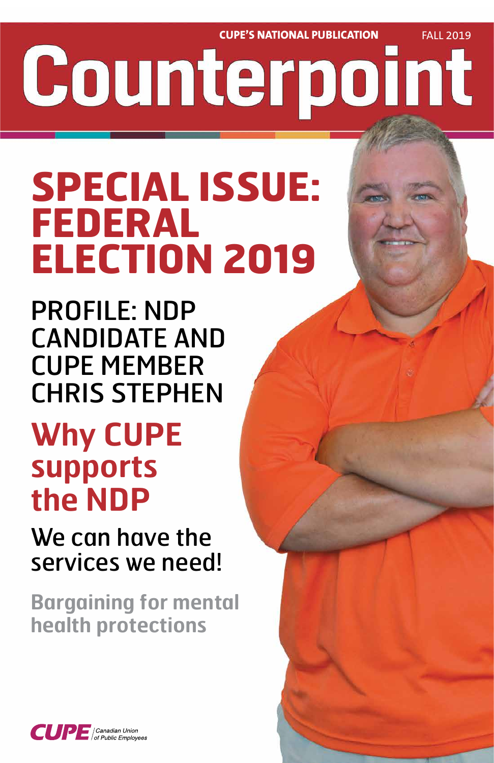CUPE'S NATIONAL PUBLICATION FALL 2019

# Counterpoint

## SPECIAL ISSUE: FEDERAL ELECTION 2019

### PROFILE: NDP CANDIDATE AND CUPE MEMBER CHRIS STEPHEN

### Why CUPE supports the NDP

### We can have the services we need!

### Bargaining for mental health protections

CUPE | Canadian Union of Public Employees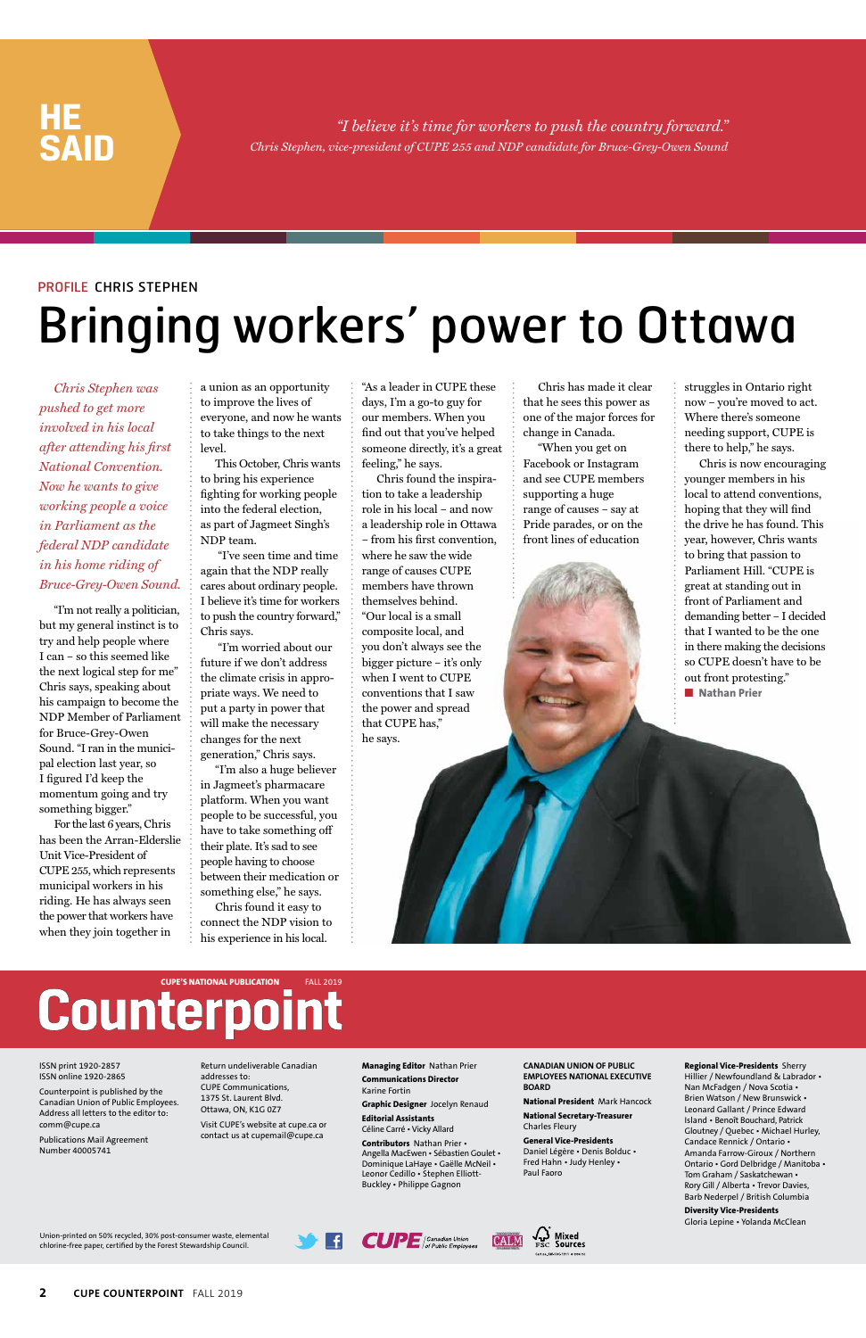# HE SAID

*"I believe it's time for workers to push the country forward."*
*Chris Stephen, vice-president of CUPE 255 and NDP candidate for Bruce-Grey-Owen Sound*

PROFILE CHRIS STEPHEN

# Bringing workers' power to Ottawa

*Chris Stephen was pushed to get more involved in his local after attending his first National Convention. Now he wants to give working people a voice in Parliament as the federal NDP candidate in his home riding of Bruce-Grey-Owen Sound.*

"I'm not really a politician, but my general instinct is to try and help people where I can – so this seemed like the next logical step for me" Chris says, speaking about his campaign to become the NDP Member of Parliament for Bruce-Grey-Owen Sound. "I ran in the municipal election last year, so I figured I'd keep the momentum going and try something bigger."

For the last 6 years, Chris has been the Arran-Elderslie Unit Vice-President of CUPE 255, which represents municipal workers in his riding. He has always seen the power that workers have when they join together in a union as an opportunity to improve the lives of everyone, and now he wants to take things to the next level.

This October, Chris wants to bring his experience fighting for working people into the federal election, as part of Jagmeet Singh's NDP team.

"I've seen time and time again that the NDP really cares about ordinary people. I believe it's time for workers to push the country forward," Chris says.

"I'm worried about our future if we don't address the climate crisis in appropriate ways. We need to put a party in power that will make the necessary changes for the next generation," Chris says.

"I'm also a huge believer in Jagmeet's pharmacare platform. When you want people to be successful, you have to take something off their plate. It's sad to see people having to choose between their medication or something else," he says.

Chris found it easy to connect the NDP vision to his experience in his local. "As a leader in CUPE these days, I'm a go-to guy for our members. When you find out that you've helped someone directly, it's a great feeling," he says.

Chris found the inspiration to take a leadership role in his local – and now a leadership role in Ottawa – from his first convention, where he saw the wide range of causes CUPE members have thrown themselves behind. "Our local is a small composite local, and you don't always see the bigger picture – it's only when I went to CUPE conventions that I saw the power and spread that CUPE has," he says.

Chris has made it clear that he sees this power as one of the major forces for change in Canada.

"When you get on Facebook or Instagram and see CUPE members supporting a huge range of causes – say at Pride parades, or on the front lines of education struggles in Ontario right now – you're moved to act. Where there's someone needing support, CUPE is there to help," he says.

Chris is now encouraging younger members in his local to attend conventions, hoping that they will find the drive he has found. This year, however, Chris wants to bring that passion to Parliament Hill. "CUPE is great at standing out in front of Parliament and demanding better – I decided that I wanted to be the one in there making the decisions so CUPE doesn't have to be out front protesting."

■ **Nathan Prier**

---

CUPE'S NATIONAL PUBLICATION FALL 2019

# Counterpoint

ISSN print 1920-2857
ISSN online 1920-2865

Counterpoint is published by the Canadian Union of Public Employees. Address all letters to the editor to: comm@cupe.ca

Publications Mail Agreement Number 40005741

Return undeliverable Canadian addresses to: CUPE Communications, 1375 St. Laurent Blvd. Ottawa, ON, K1G 0Z7

Visit CUPE's website at cupe.ca or contact us at cupemail@cupe.ca

**Managing Editor** Nathan Prier
**Communications Director** Karine Fortin
**Graphic Designer** Jocelyn Renaud
**Editorial Assistants** Céline Carré • Vicky Allard
**Contributors** Nathan Prier • Angella MacEwen • Sébastien Goulet • Dominique LaHaye • Gaëlle McNeil • Leonor Cedillo • Stephen Elliott-Buckley • Philippe Gagnon

**CANADIAN UNION OF PUBLIC EMPLOYEES NATIONAL EXECUTIVE BOARD**
**National President** Mark Hancock
**National Secretary-Treasurer** Charles Fleury
**General Vice-Presidents** Daniel Légère • Denis Bolduc • Fred Hahn • Judy Henley • Paul Faoro

**Regional Vice-Presidents** Sherry Hillier / Newfoundland & Labrador • Nan McFadgen / Nova Scotia • Brien Watson / New Brunswick • Leonard Gallant / Prince Edward Island • Benoît Bouchard, Patrick Gloutney / Quebec • Michael Hurley, Candace Rennick / Ontario • Amanda Farrow-Giroux / Northern Ontario • Gord Delbridge / Manitoba • Tom Graham / Saskatchewan • Rory Gill / Alberta • Trevor Davies, Barb Nederpel / British Columbia
**Diversity Vice-Presidents** Gloria Lepine • Yolanda McClean

Union-printed on 50% recycled, 30% post-consumer waste, elemental chlorine-free paper, certified by the Forest Stewardship Council.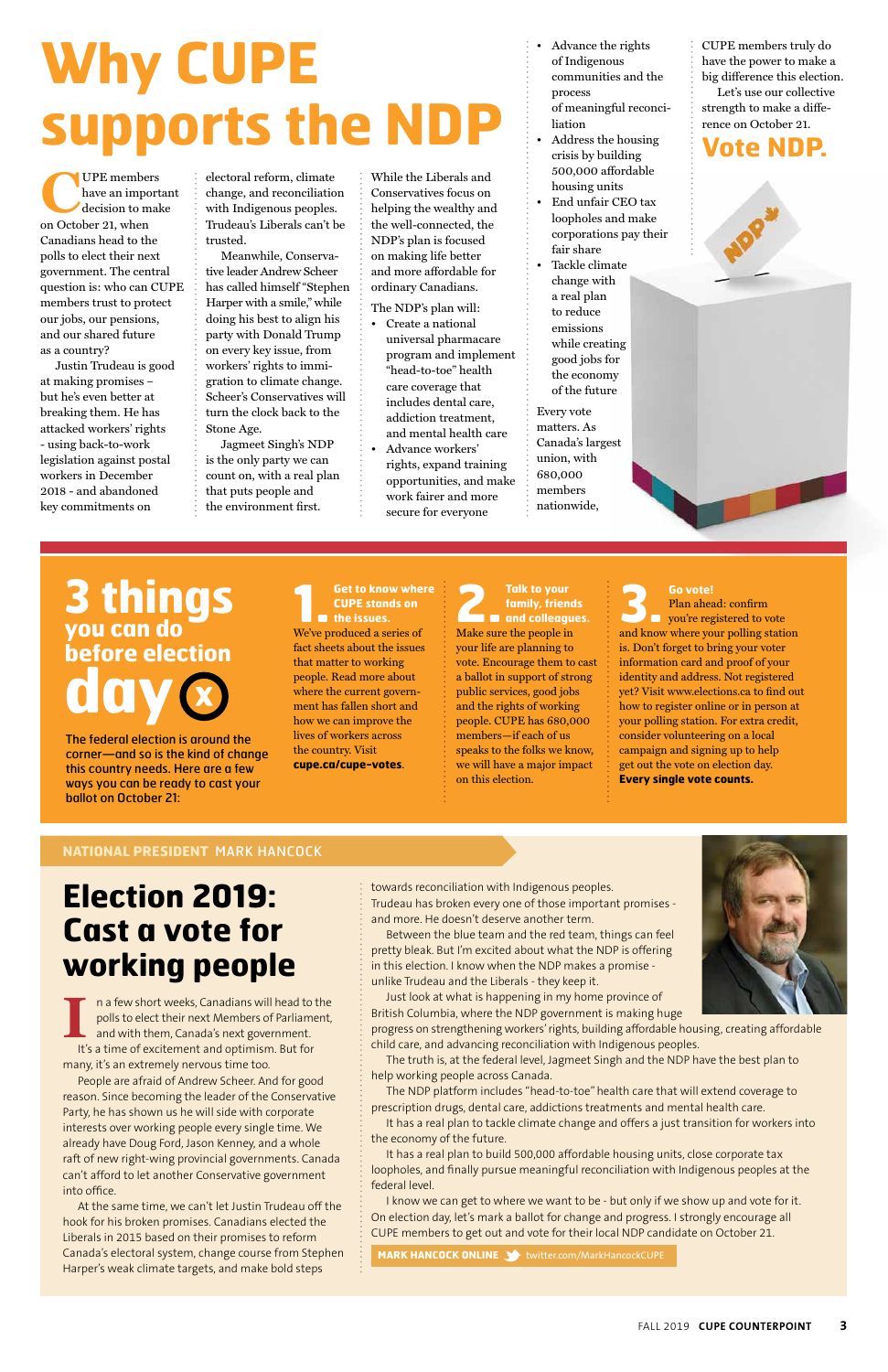# Why CUPE supports the NDP

CUPE members have an important decision to make on October 21, when Canadians head to the polls to elect their next government. The central question is: who can CUPE members trust to protect our jobs, our pensions, and our shared future as a country?

Justin Trudeau is good at making promises – but he's even better at breaking them. He has attacked workers' rights - using back-to-work legislation against postal workers in December 2018 - and abandoned key commitments on electoral reform, climate change, and reconciliation with Indigenous peoples. Trudeau's Liberals can't be trusted.

Meanwhile, Conservative leader Andrew Scheer has called himself "Stephen Harper with a smile," while doing his best to align his party with Donald Trump on every key issue, from workers' rights to immigration to climate change. Scheer's Conservatives will turn the clock back to the Stone Age.

Jagmeet Singh's NDP is the only party we can count on, with a real plan that puts people and the environment first.

While the Liberals and Conservatives focus on helping the wealthy and the well-connected, the NDP's plan is focused on making life better and more affordable for ordinary Canadians.

The NDP's plan will:

- Create a national universal pharmacare program and implement "head-to-toe" health care coverage that includes dental care, addiction treatment, and mental health care
- Advance workers' rights, expand training opportunities, and make work fairer and more secure for everyone
- Advance the rights of Indigenous communities and the process of meaningful reconciliation
- Address the housing crisis by building 500,000 affordable housing units
- End unfair CEO tax loopholes and make corporations pay their fair share
- Tackle climate change with a real plan to reduce emissions while creating good jobs for the economy of the future

Every vote matters. As Canada's largest union, with 680,000 members nationwide, CUPE members truly do have the power to make a big difference this election.

Let's use our collective strength to make a difference on October 21.

**Vote NDP.**

## 3 things you can do before election day

The federal election is around the corner—and so is the kind of change this country needs. Here are a few ways you can be ready to cast your ballot on October 21:

**1. Get to know where CUPE stands on the issues.**
We've produced a series of fact sheets about the issues that matter to working people. Read more about where the current government has fallen short and how we can improve the lives of workers across the country. Visit **cupe.ca/cupe-votes**.

**2. Talk to your family, friends and colleagues.**
Make sure the people in your life are planning to vote. Encourage them to cast a ballot in support of strong public services, good jobs and the rights of working people. CUPE has 680,000 members—if each of us speaks to the folks we know, we will have a major impact on this election.

**3. Go vote!**
Plan ahead: confirm you're registered to vote and know where your polling station is. Don't forget to bring your voter information card and proof of your identity and address. Not registered yet? Visit www.elections.ca to find out how to register online or in person at your polling station. For extra credit, consider volunteering on a local campaign and signing up to help get out the vote on election day. **Every single vote counts.**

---

NATIONAL PRESIDENT MARK HANCOCK

## Election 2019: Cast a vote for working people

In a few short weeks, Canadians will head to the polls to elect their next Members of Parliament, and with them, Canada's next government.

It's a time of excitement and optimism. But for many, it's an extremely nervous time too.

People are afraid of Andrew Scheer. And for good reason. Since becoming the leader of the Conservative Party, he has shown us he will side with corporate interests over working people every single time. We already have Doug Ford, Jason Kenney, and a whole raft of new right-wing provincial governments. Canada can't afford to let another Conservative government into office.

At the same time, we can't let Justin Trudeau off the hook for his broken promises. Canadians elected the Liberals in 2015 based on their promises to reform Canada's electoral system, change course from Stephen Harper's weak climate targets, and make bold steps towards reconciliation with Indigenous peoples. Trudeau has broken every one of those important promises - and more. He doesn't deserve another term.

Between the blue team and the red team, things can feel pretty bleak. But I'm excited about what the NDP is offering in this election. I know when the NDP makes a promise - unlike Trudeau and the Liberals - they keep it.

Just look at what is happening in my home province of British Columbia, where the NDP government is making huge progress on strengthening workers' rights, building affordable housing, creating affordable child care, and advancing reconciliation with Indigenous peoples.

The truth is, at the federal level, Jagmeet Singh and the NDP have the best plan to help working people across Canada.

The NDP platform includes "head-to-toe" health care that will extend coverage to prescription drugs, dental care, addictions treatments and mental health care.

It has a real plan to tackle climate change and offers a just transition for workers into the economy of the future.

It has a real plan to build 500,000 affordable housing units, close corporate tax loopholes, and finally pursue meaningful reconciliation with Indigenous peoples at the federal level.

I know we can get to where we want to be - but only if we show up and vote for it. On election day, let's mark a ballot for change and progress. I strongly encourage all CUPE members to get out and vote for their local NDP candidate on October 21.

**MARK HANCOCK ONLINE** twitter.com/MarkHancockCUPE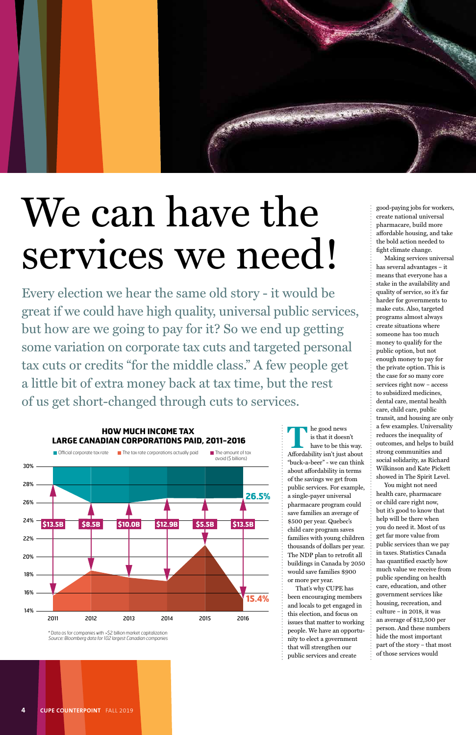# We can have the services we need!

Every election we hear the same old story - it would be great if we could have high quality, universal public services, but how are we going to pay for it? So we end up getting some variation on corporate tax cuts and targeted personal tax cuts or credits "for the middle class." A few people get a little bit of extra money back at tax time, but the rest of us get short-changed through cuts to services.

**HOW MUCH INCOME TAX LARGE CANADIAN CORPORATIONS PAID, 2011–2016**

| Year | The amount of tax avoid ($ billions) |
|---|---|
| 2011 | $13.5B |
| 2012 | $8.5B |
| 2013 | $10.0B |
| 2014 | $12.9B |
| 2015 | $5.5B |
| 2016 | $13.5B |

Official corporate tax rate: 26.5% (2016). The tax rate corporations actually paid: 15.4% (2016).

*Data as for companies with >$2 billion market capitalization*
*Source: Bloomberg data for 102 largest Canadian companies*

The good news is that it doesn't have to be this way. Affordability isn't just about "buck-a-beer" - we can think about affordability in terms of the savings we get from public services. For example, a single-payer universal pharmacare program could save families an average of $500 per year. Quebec's child care program saves families with young children thousands of dollars per year. The NDP plan to retrofit all buildings in Canada by 2050 would save families $900 or more per year.

That's why CUPE has been encouraging members and locals to get engaged in this election, and focus on issues that matter to working people. We have an opportunity to elect a government that will strengthen our public services and create good-paying jobs for workers, create national universal pharmacare, build more affordable housing, and take the bold action needed to fight climate change.

Making services universal has several advantages – it means that everyone has a stake in the availability and quality of service, so it's far harder for governments to make cuts. Also, targeted programs almost always create situations where someone has too much money to qualify for the public option, but not enough money to pay for the private option. This is the case for so many core services right now – access to subsidized medicines, dental care, mental health care, child care, public transit, and housing are only a few examples. Universality reduces the inequality of outcomes, and helps to build strong communities and social solidarity, as Richard Wilkinson and Kate Pickett showed in The Spirit Level.

You might not need health care, pharmacare or child care right now, but it's good to know that help will be there when you do need it. Most of us get far more value from public services than we pay in taxes. Statistics Canada has quantified exactly how much value we receive from public spending on health care, education, and other government services like housing, recreation, and culture – in 2018, it was an average of $12,500 per person. And these numbers hide the most important part of the story – that most of those services would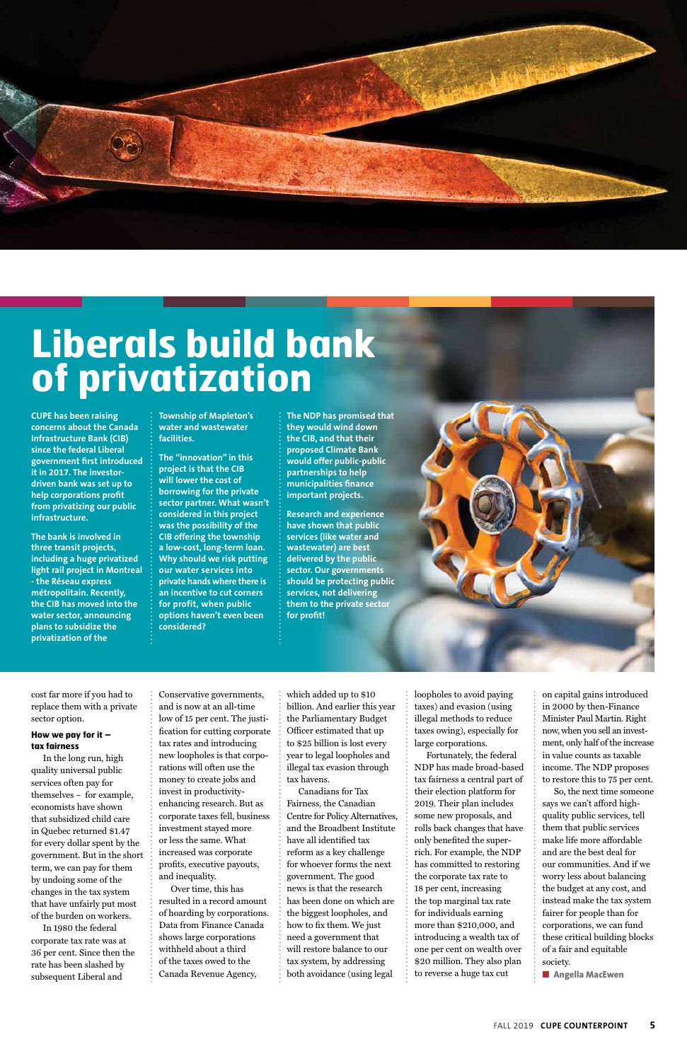# Liberals build bank of privatization

**CUPE has been raising concerns about the Canada Infrastructure Bank (CIB) since the federal Liberal government first introduced it in 2017. The investor-driven bank was set up to help corporations profit from privatizing our public infrastructure.**

**The bank is involved in three transit projects, including a huge privatized light rail project in Montreal - the Réseau express métropolitain. Recently, the CIB has moved into the water sector, announcing plans to subsidize the privatization of the Township of Mapleton's water and wastewater facilities.**

**The "innovation" in this project is that the CIB will lower the cost of borrowing for the private sector partner. What wasn't considered in this project was the possibility of the CIB offering the township a low-cost, long-term loan. Why should we risk putting our water services into private hands where there is an incentive to cut corners for profit, when public options haven't even been considered?**

**The NDP has promised that they would wind down the CIB, and that their proposed Climate Bank would offer public-public partnerships to help municipalities finance important projects.**

**Research and experience have shown that public services (like water and wastewater) are best delivered by the public sector. Our governments should be protecting public services, not delivering them to the private sector for profit!**

cost far more if you had to replace them with a private sector option.

### How we pay for it – tax fairness

In the long run, high quality universal public services often pay for themselves – for example, economists have shown that subsidized child care in Quebec returned $1.47 for every dollar spent by the government. But in the short term, we can pay for them by undoing some of the changes in the tax system that have unfairly put most of the burden on workers.

In 1980 the federal corporate tax rate was at 36 per cent. Since then the rate has been slashed by subsequent Liberal and Conservative governments, and is now at an all-time low of 15 per cent. The justification for cutting corporate tax rates and introducing new loopholes is that corporations will often use the money to create jobs and invest in productivity-enhancing research. But as corporate taxes fell, business investment stayed more or less the same. What increased was corporate profits, executive payouts, and inequality.

Over time, this has resulted in a record amount of hoarding by corporations. Data from Finance Canada shows large corporations withheld about a third of the taxes owed to the Canada Revenue Agency, which added up to $10 billion. And earlier this year the Parliamentary Budget Officer estimated that up to $25 billion is lost every year to legal loopholes and illegal tax evasion through tax havens.

Canadians for Tax Fairness, the Canadian Centre for Policy Alternatives, and the Broadbent Institute have all identified tax reform as a key challenge for whoever forms the next government. The good news is that the research has been done on which are the biggest loopholes, and how to fix them. We just need a government that will restore balance to our tax system, by addressing both avoidance (using legal loopholes to avoid paying taxes) and evasion (using illegal methods to reduce taxes owing), especially for large corporations.

Fortunately, the federal NDP has made broad-based tax fairness a central part of their election platform for 2019. Their plan includes some new proposals, and rolls back changes that have only benefited the super-rich. For example, the NDP has committed to restoring the corporate tax rate to 18 per cent, increasing the top marginal tax rate for individuals earning more than $210,000, and introducing a wealth tax of one per cent on wealth over $20 million. They also plan to reverse a huge tax cut on capital gains introduced in 2000 by then-Finance Minister Paul Martin. Right now, when you sell an investment, only half of the increase in value counts as taxable income. The NDP proposes to restore this to 75 per cent.

So, the next time someone says we can't afford high-quality public services, tell them that public services make life more affordable and are the best deal for our communities. And if we worry less about balancing the budget at any cost, and instead make the tax system fairer for people than for corporations, we can fund these critical building blocks of a fair and equitable society.

■ **Angella MacEwen**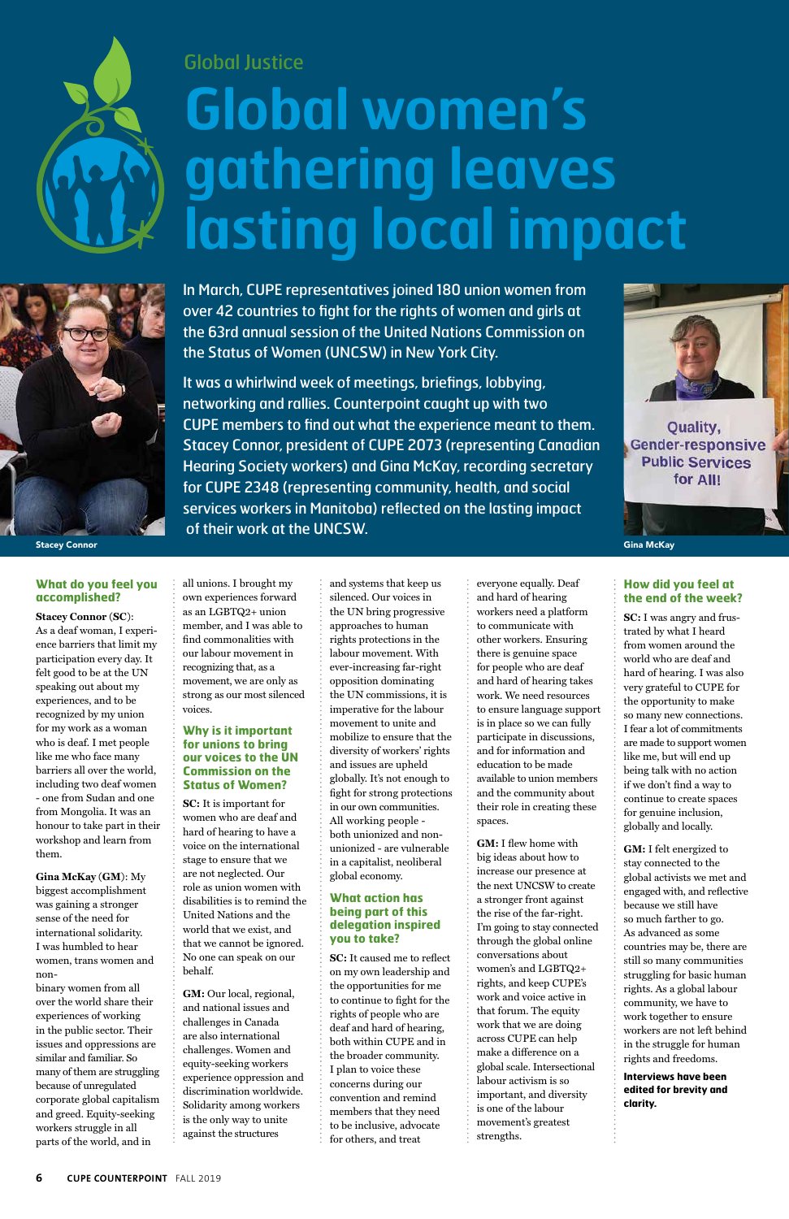Global Justice

# Global women's gathering leaves lasting local impact

In March, CUPE representatives joined 180 union women from over 42 countries to fight for the rights of women and girls at the 63rd annual session of the United Nations Commission on the Status of Women (UNCSW) in New York City.

It was a whirlwind week of meetings, briefings, lobbying, networking and rallies. Counterpoint caught up with two CUPE members to find out what the experience meant to them. Stacey Connor, president of CUPE 2073 (representing Canadian Hearing Society workers) and Gina McKay, recording secretary for CUPE 2348 (representing community, health, and social services workers in Manitoba) reflected on the lasting impact of their work at the UNCSW.

Stacey Connor

Quality, Gender-responsive Public Services for All!

Gina McKay

### What do you feel you accomplished?

**Stacey Connor (SC):** As a deaf woman, I experience barriers that limit my participation every day. It felt good to be at the UN speaking out about my experiences, and to be recognized by my union for my work as a woman who is deaf. I met people like me who face many barriers all over the world, including two deaf women - one from Sudan and one from Mongolia. It was an honour to take part in their workshop and learn from them.

**Gina McKay (GM):** My biggest accomplishment was gaining a stronger sense of the need for international solidarity. I was humbled to hear women, trans women and non-binary women from all over the world share their experiences of working in the public sector. Their issues and oppressions are similar and familiar. So many of them are struggling because of unregulated corporate global capitalism and greed. Equity-seeking workers struggle in all parts of the world, and in all unions. I brought my own experiences forward as an LGBTQ2+ union member, and I was able to find commonalities with our labour movement in recognizing that, as a movement, we are only as strong as our most silenced voices.

### Why is it important for unions to bring our voices to the UN Commission on the Status of Women?

**SC:** It is important for women who are deaf and hard of hearing to have a voice on the international stage to ensure that we are not neglected. Our role as union women with disabilities is to remind the United Nations and the world that we exist, and that we cannot be ignored. No one can speak on our behalf.

**GM:** Our local, regional, and national issues and challenges in Canada are also international challenges. Women and equity-seeking workers experience oppression and discrimination worldwide. Solidarity among workers is the only way to unite against the structures and systems that keep us silenced. Our voices in the UN bring progressive approaches to human rights protections in the labour movement. With ever-increasing far-right opposition dominating the UN commissions, it is imperative for the labour movement to unite and mobilize to ensure that the diversity of workers' rights and issues are upheld globally. It's not enough to fight for strong protections in our own communities. All working people - both unionized and non-unionized - are vulnerable in a capitalist, neoliberal global economy.

### What action has being part of this delegation inspired you to take?

**SC:** It caused me to reflect on my own leadership and the opportunities for me to continue to fight for the rights of people who are deaf and hard of hearing, both within CUPE and in the broader community. I plan to voice these concerns during our convention and remind members that they need to be inclusive, advocate for others, and treat everyone equally. Deaf and hard of hearing workers need a platform to communicate with other workers. Ensuring there is genuine space for people who are deaf and hard of hearing takes work. We need resources to ensure language support is in place so we can fully participate in discussions, and for information and education to be made available to union members and the community about their role in creating these spaces.

**GM:** I flew home with big ideas about how to increase our presence at the next UNCSW to create a stronger front against the rise of the far-right. I'm going to stay connected through the global online conversations about women's and LGBTQ2+ rights, and keep CUPE's work and voice active in that forum. The equity work that we are doing across CUPE can help make a difference on a global scale. Intersectional labour activism is so important, and diversity is one of the labour movement's greatest strengths.

### How did you feel at the end of the week?

**SC:** I was angry and frustrated by what I heard from women around the world who are deaf and hard of hearing. I was also very grateful to CUPE for the opportunity to make so many new connections. I fear a lot of commitments are made to support women like me, but will end up being talk with no action if we don't find a way to continue to create spaces for genuine inclusion, globally and locally.

**GM:** I felt energized to stay connected to the global activists we met and engaged with, and reflective because we still have so much farther to go. As advanced as some countries may be, there are still so many communities struggling for basic human rights. As a global labour community, we have to work together to ensure workers are not left behind in the struggle for human rights and freedoms.

**Interviews have been edited for brevity and clarity.**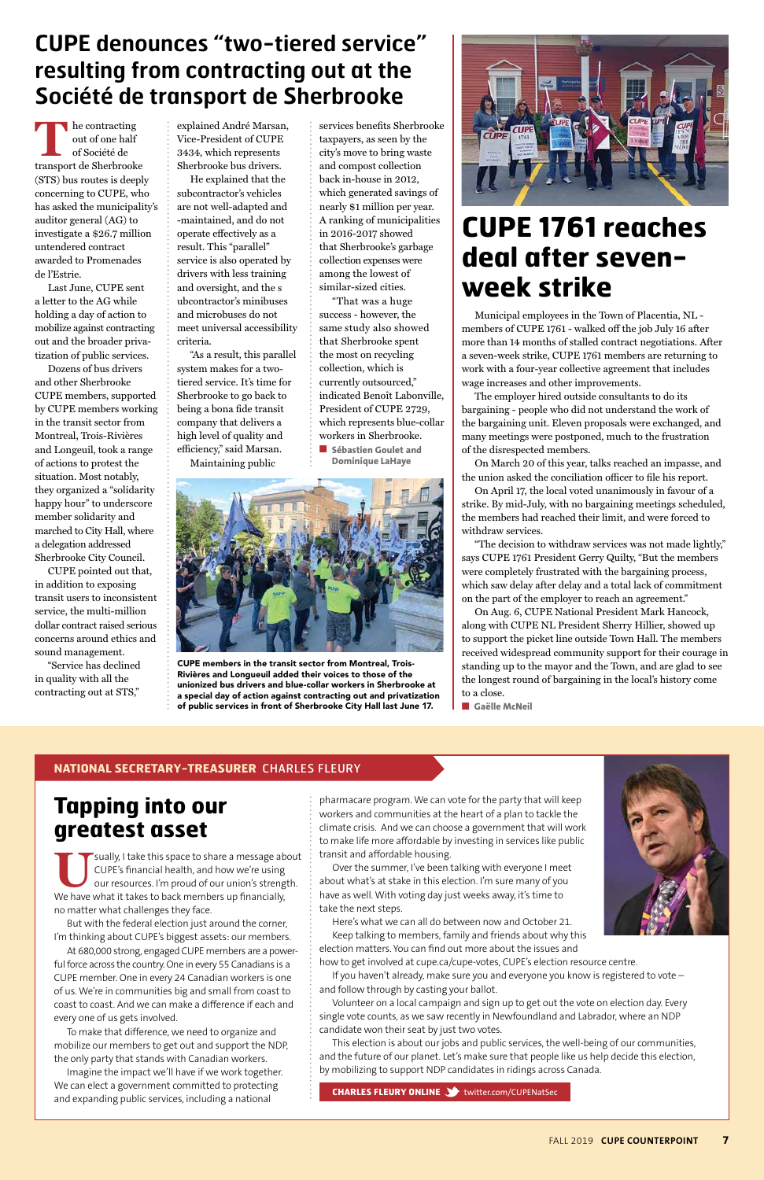# CUPE denounces "two-tiered service" resulting from contracting out at the Société de transport de Sherbrooke

The contracting out of one half of Société de transport de Sherbrooke (STS) bus routes is deeply concerning to CUPE, who has asked the municipality's auditor general (AG) to investigate a $26.7 million untendered contract awarded to Promenades de l'Estrie.

Last June, CUPE sent a letter to the AG while holding a day of action to mobilize against contracting out and the broader privatization of public services.

Dozens of bus drivers and other Sherbrooke CUPE members, supported by CUPE members working in the transit sector from Montreal, Trois-Rivières and Longeuil, took a range of actions to protest the situation. Most notably, they organized a "solidarity happy hour" to underscore member solidarity and marched to City Hall, where a delegation addressed Sherbrooke City Council.

CUPE pointed out that, in addition to exposing transit users to inconsistent service, the multi-million dollar contract raised serious concerns around ethics and sound management.

"Service has declined in quality with all the contracting out at STS," explained André Marsan, Vice-President of CUPE 3434, which represents Sherbrooke bus drivers.

He explained that the subcontractor's vehicles are not well-adapted and -maintained, and do not operate effectively as a result. This "parallel" service is also operated by drivers with less training and oversight, and the s ubcontractor's minibuses and microbuses do not meet universal accessibility criteria.

"As a result, this parallel system makes for a two-tiered service. It's time for Sherbrooke to go back to being a bona fide transit company that delivers a high level of quality and efficiency," said Marsan.

Maintaining public services benefits Sherbrooke taxpayers, as seen by the city's move to bring waste and compost collection back in-house in 2012, which generated savings of nearly $1 million per year. A ranking of municipalities in 2016-2017 showed that Sherbrooke's garbage collection expenses were among the lowest of similar-sized cities.

"That was a huge success - however, the same study also showed that Sherbrooke spent the most on recycling collection, which is currently outsourced," indicated Benoît Labonville, President of CUPE 2729, which represents blue-collar workers in Sherbrooke.

**Sébastien Goulet and Dominique LaHaye**

CUPE members in the transit sector from Montreal, Trois-Rivières and Longueuil added their voices to those of the unionized bus drivers and blue-collar workers in Sherbrooke at a special day of action against contracting out and privatization of public services in front of Sherbrooke City Hall last June 17.

# CUPE 1761 reaches deal after seven-week strike

Municipal employees in the Town of Placentia, NL - members of CUPE 1761 - walked off the job July 16 after more than 14 months of stalled contract negotiations. After a seven-week strike, CUPE 1761 members are returning to work with a four-year collective agreement that includes wage increases and other improvements.

The employer hired outside consultants to do its bargaining - people who did not understand the work of the bargaining unit. Eleven proposals were exchanged, and many meetings were postponed, much to the frustration of the disrespected members.

On March 20 of this year, talks reached an impasse, and the union asked the conciliation officer to file his report.

On April 17, the local voted unanimously in favour of a strike. By mid-July, with no bargaining meetings scheduled, the members had reached their limit, and were forced to withdraw services.

"The decision to withdraw services was not made lightly," says CUPE 1761 President Gerry Quilty, "But the members were completely frustrated with the bargaining process, which saw delay after delay and a total lack of commitment on the part of the employer to reach an agreement."

On Aug. 6, CUPE National President Mark Hancock, along with CUPE NL President Sherry Hillier, showed up to support the picket line outside Town Hall. The members received widespread community support for their courage in standing up to the mayor and the Town, and are glad to see the longest round of bargaining in the local's history come to a close.

**Gaëlle McNeil**

**NATIONAL SECRETARY-TREASURER** CHARLES FLEURY

## Tapping into our greatest asset

Usually, I take this space to share a message about CUPE's financial health, and how we're using our resources. I'm proud of our union's strength. We have what it takes to back members up financially, no matter what challenges they face.

But with the federal election just around the corner, I'm thinking about CUPE's biggest assets: our members.

At 680,000 strong, engaged CUPE members are a powerful force across the country. One in every 55 Canadians is a CUPE member. One in every 24 Canadian workers is one of us. We're in communities big and small from coast to coast to coast. And we can make a difference if each and every one of us gets involved.

To make that difference, we need to organize and mobilize our members to get out and support the NDP, the only party that stands with Canadian workers.

Imagine the impact we'll have if we work together. We can elect a government committed to protecting and expanding public services, including a national pharmacare program. We can vote for the party that will keep workers and communities at the heart of a plan to tackle the climate crisis. And we can choose a government that will work to make life more affordable by investing in services like public transit and affordable housing.

Over the summer, I've been talking with everyone I meet about what's at stake in this election. I'm sure many of you have as well. With voting day just weeks away, it's time to take the next steps.

Here's what we can all do between now and October 21.

Keep talking to members, family and friends about why this election matters. You can find out more about the issues and how to get involved at cupe.ca/cupe-votes, CUPE's election resource centre.

If you haven't already, make sure you and everyone you know is registered to vote – and follow through by casting your ballot.

Volunteer on a local campaign and sign up to get out the vote on election day. Every single vote counts, as we saw recently in Newfoundland and Labrador, where an NDP candidate won their seat by just two votes.

This election is about our jobs and public services, the well-being of our communities, and the future of our planet. Let's make sure that people like us help decide this election, by mobilizing to support NDP candidates in ridings across Canada.

**CHARLES FLEURY ONLINE** twitter.com/CUPENatSec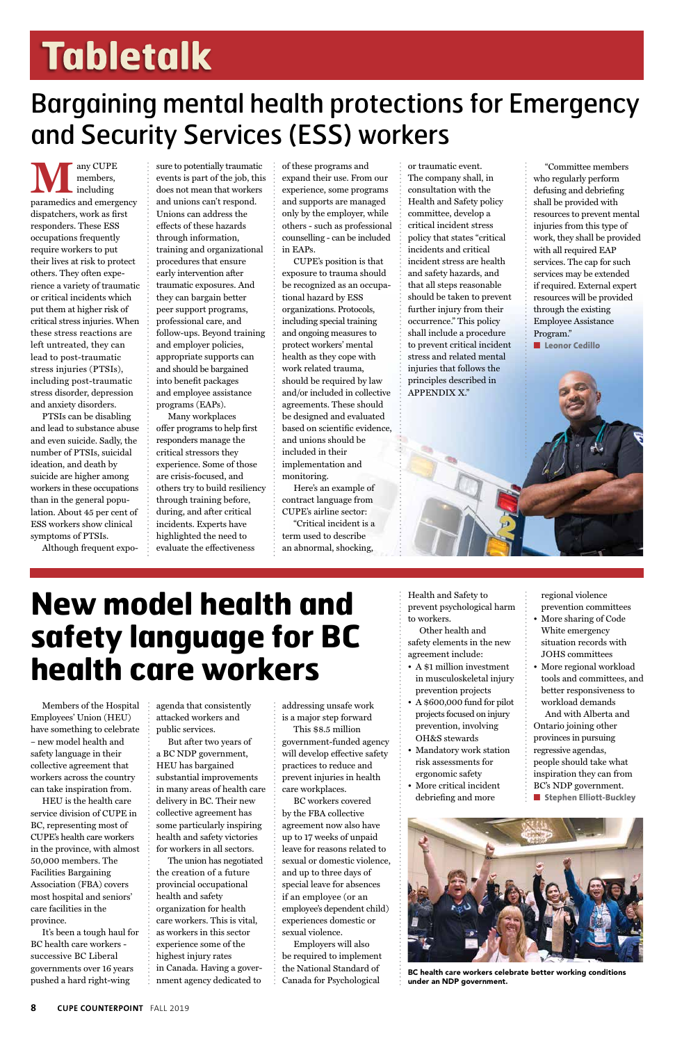# Tabletalk

## Bargaining mental health protections for Emergency and Security Services (ESS) workers

Many CUPE members, including paramedics and emergency dispatchers, work as first responders. These ESS occupations frequently require workers to put their lives at risk to protect others. They often experience a variety of traumatic or critical incidents which put them at higher risk of critical stress injuries. When these stress reactions are left untreated, they can lead to post-traumatic stress injuries (PTSIs), including post-traumatic stress disorder, depression and anxiety disorders.

PTSIs can be disabling and lead to substance abuse and even suicide. Sadly, the number of PTSIs, suicidal ideation, and death by suicide are higher among workers in these occupations than in the general population. About 45 per cent of ESS workers show clinical symptoms of PTSIs.

Although frequent exposure to potentially traumatic events is part of the job, this does not mean that workers and unions can't respond. Unions can address the effects of these hazards through information, training and organizational procedures that ensure early intervention after traumatic exposures. And they can bargain better peer support programs, professional care, and follow-ups. Beyond training and employer policies, appropriate supports can and should be bargained into benefit packages and employee assistance programs (EAPs).

Many workplaces offer programs to help first responders manage the critical stressors they experience. Some of those are crisis-focused, and others try to build resiliency through training before, during, and after critical incidents. Experts have highlighted the need to evaluate the effectiveness of these programs and expand their use. From our experience, some programs and supports are managed only by the employer, while others - such as professional counselling - can be included in EAPs.

CUPE's position is that exposure to trauma should be recognized as an occupational hazard by ESS organizations. Protocols, including special training and ongoing measures to protect workers' mental health as they cope with work related trauma, should be required by law and/or included in collective agreements. These should be designed and evaluated based on scientific evidence, and unions should be included in their implementation and monitoring.

Here's an example of contract language from CUPE's airline sector:

"Critical incident is a term used to describe an abnormal, shocking, or traumatic event. The company shall, in consultation with the Health and Safety policy committee, develop a critical incident stress policy that states "critical incidents and critical incident stress are health and safety hazards, and that all steps reasonable should be taken to prevent further injury from their occurrence." This policy shall include a procedure to prevent critical incident stress and related mental injuries that follows the principles described in APPENDIX X."

"Committee members who regularly perform defusing and debriefing shall be provided with resources to prevent mental injuries from this type of work, they shall be provided with all required EAP services. The cap for such services may be extended if required. External expert resources will be provided through the existing Employee Assistance Program."

■ **Leonor Cedillo**

# New model health and safety language for BC health care workers

Members of the Hospital Employees' Union (HEU) have something to celebrate – new model health and safety language in their collective agreement that workers across the country can take inspiration from.

HEU is the health care service division of CUPE in BC, representing most of CUPE's health care workers in the province, with almost 50,000 members. The Facilities Bargaining Association (FBA) covers most hospital and seniors' care facilities in the province.

It's been a tough haul for BC health care workers - successive BC Liberal governments over 16 years pushed a hard right-wing agenda that consistently attacked workers and public services.

But after two years of a BC NDP government, HEU has bargained substantial improvements in many areas of health care delivery in BC. Their new collective agreement has some particularly inspiring health and safety victories for workers in all sectors.

The union has negotiated the creation of a future provincial occupational health and safety organization for health care workers. This is vital, as workers in this sector experience some of the highest injury rates in Canada. Having a government agency dedicated to addressing unsafe work is a major step forward.

This $8.5 million government-funded agency will develop effective safety practices to reduce and prevent injuries in health care workplaces.

BC workers covered by the FBA collective agreement now also have up to 17 weeks of unpaid leave for reasons related to sexual or domestic violence, and up to three days of special leave for absences if an employee (or an employee's dependent child) experiences domestic or sexual violence.

Employers will also be required to implement the National Standard of Canada for Psychological Health and Safety to prevent psychological harm to workers.

Other health and safety elements in the new agreement include:

- A $1 million investment in musculoskeletal injury prevention projects
- A $600,000 fund for pilot projects focused on injury prevention, involving OH&S stewards
- Mandatory work station risk assessments for ergonomic safety
- More critical incident debriefing and more regional violence prevention committees
- More sharing of Code White emergency situation records with JOHS committees
- More regional workload tools and committees, and better responsiveness to workload demands

And with Alberta and Ontario joining other provinces in pursuing regressive agendas, people should take what inspiration they can from BC's NDP government.

■ **Stephen Elliott-Buckley**

**BC health care workers celebrate better working conditions under an NDP government.**